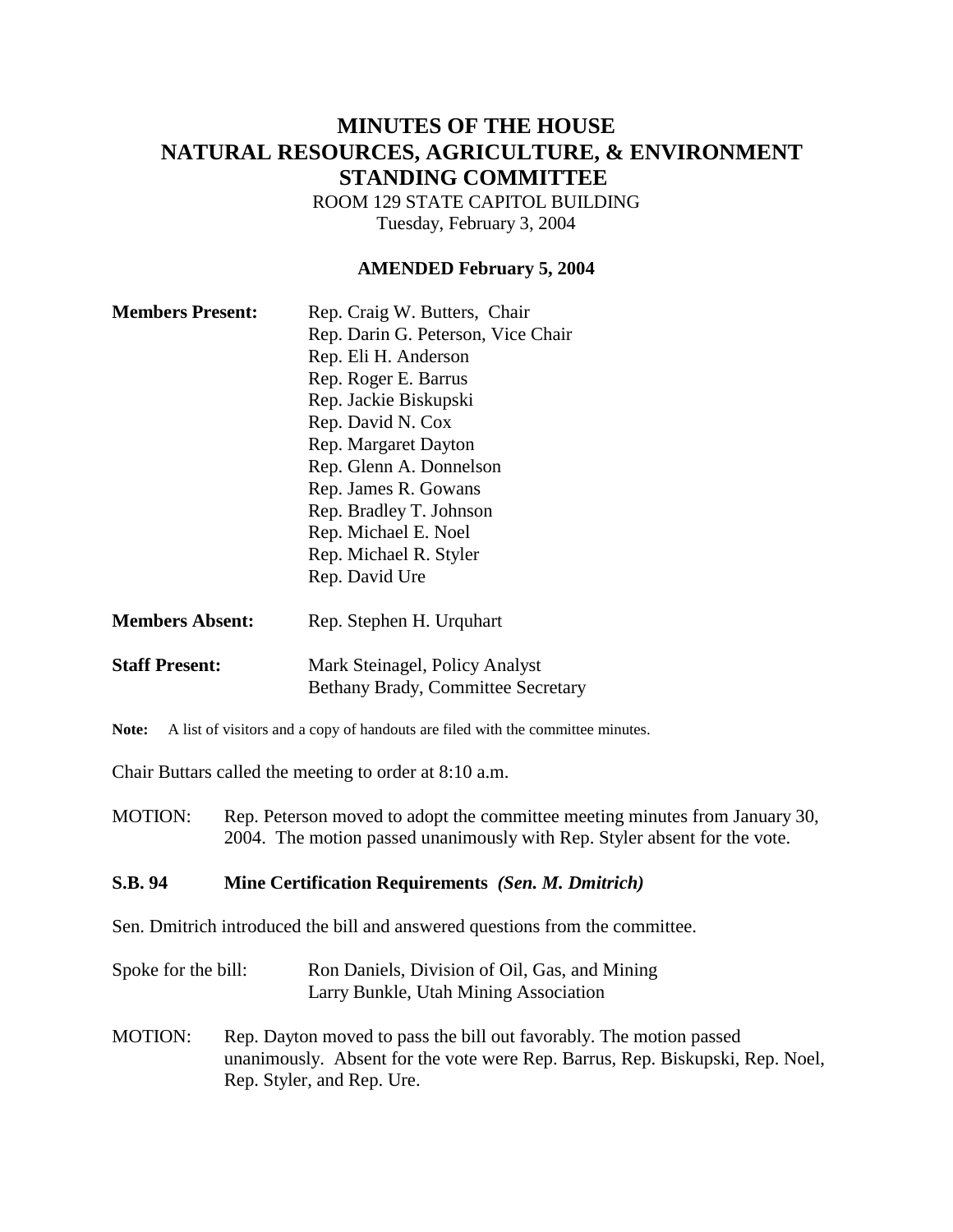# MINUTES OF THE HOUSE NATURAL RESOURCES, AGRICULTURE, & ENVIRONMENT STANDING COMMITTEE

ROOM 129 STATE CAPITOL BUILDING
Tuesday, February 3, 2004

**AMENDED February 5, 2004**

**Members Present:**
Rep. Craig W. Butters, Chair
Rep. Darin G. Peterson, Vice Chair
Rep. Eli H. Anderson
Rep. Roger E. Barrus
Rep. Jackie Biskupski
Rep. David N. Cox
Rep. Margaret Dayton
Rep. Glenn A. Donnelson
Rep. James R. Gowans
Rep. Bradley T. Johnson
Rep. Michael E. Noel
Rep. Michael R. Styler
Rep. David Ure

**Members Absent:** Rep. Stephen H. Urquhart

**Staff Present:**
Mark Steinagel, Policy Analyst
Bethany Brady, Committee Secretary

**Note:** A list of visitors and a copy of handouts are filed with the committee minutes.

Chair Buttars called the meeting to order at 8:10 a.m.

MOTION: Rep. Peterson moved to adopt the committee meeting minutes from January 30, 2004. The motion passed unanimously with Rep. Styler absent for the vote.

**S.B. 94 Mine Certification Requirements** ***(Sen. M. Dmitrich)***

Sen. Dmitrich introduced the bill and answered questions from the committee.

Spoke for the bill:
Ron Daniels, Division of Oil, Gas, and Mining
Larry Bunkle, Utah Mining Association

MOTION: Rep. Dayton moved to pass the bill out favorably. The motion passed unanimously. Absent for the vote were Rep. Barrus, Rep. Biskupski, Rep. Noel, Rep. Styler, and Rep. Ure.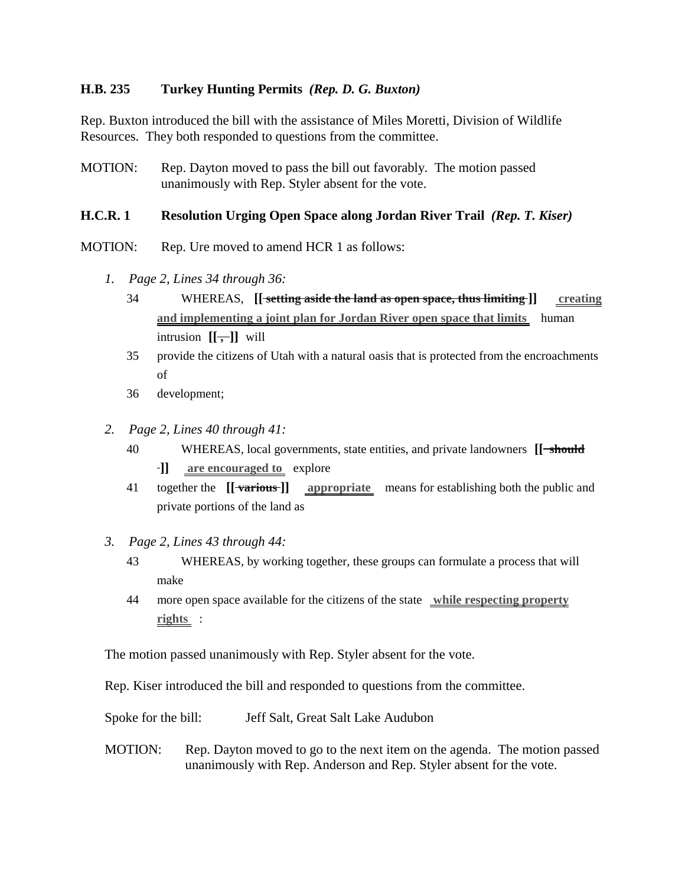**H.B. 235 Turkey Hunting Permits** ***(Rep. D. G. Buxton)***

Rep. Buxton introduced the bill with the assistance of Miles Moretti, Division of Wildlife Resources. They both responded to questions from the committee.

MOTION: Rep. Dayton moved to pass the bill out favorably. The motion passed unanimously with Rep. Styler absent for the vote.

**H.C.R. 1 Resolution Urging Open Space along Jordan River Trail** ***(Rep. T. Kiser)***

MOTION: Rep. Ure moved to amend HCR 1 as follows:

1. *Page 2, Lines 34 through 36:*

   34 WHEREAS, **[[ ~~setting aside the land as open space, thus limiting~~ ]]** **creating and implementing a joint plan for Jordan River open space that limits** human intrusion **[[ ~~,~~ ]]** will

   35 provide the citizens of Utah with a natural oasis that is protected from the encroachments of

   36 development;

2. *Page 2, Lines 40 through 41:*

   40 WHEREAS, local governments, state entities, and private landowners **[[ ~~should~~ ]]** **are encouraged to** explore

   41 together the **[[ ~~various~~ ]]** **appropriate** means for establishing both the public and private portions of the land as

3. *Page 2, Lines 43 through 44:*

   43 WHEREAS, by working together, these groups can formulate a process that will make

   44 more open space available for the citizens of the state **while respecting property rights** :

The motion passed unanimously with Rep. Styler absent for the vote.

Rep. Kiser introduced the bill and responded to questions from the committee.

Spoke for the bill: Jeff Salt, Great Salt Lake Audubon

MOTION: Rep. Dayton moved to go to the next item on the agenda. The motion passed unanimously with Rep. Anderson and Rep. Styler absent for the vote.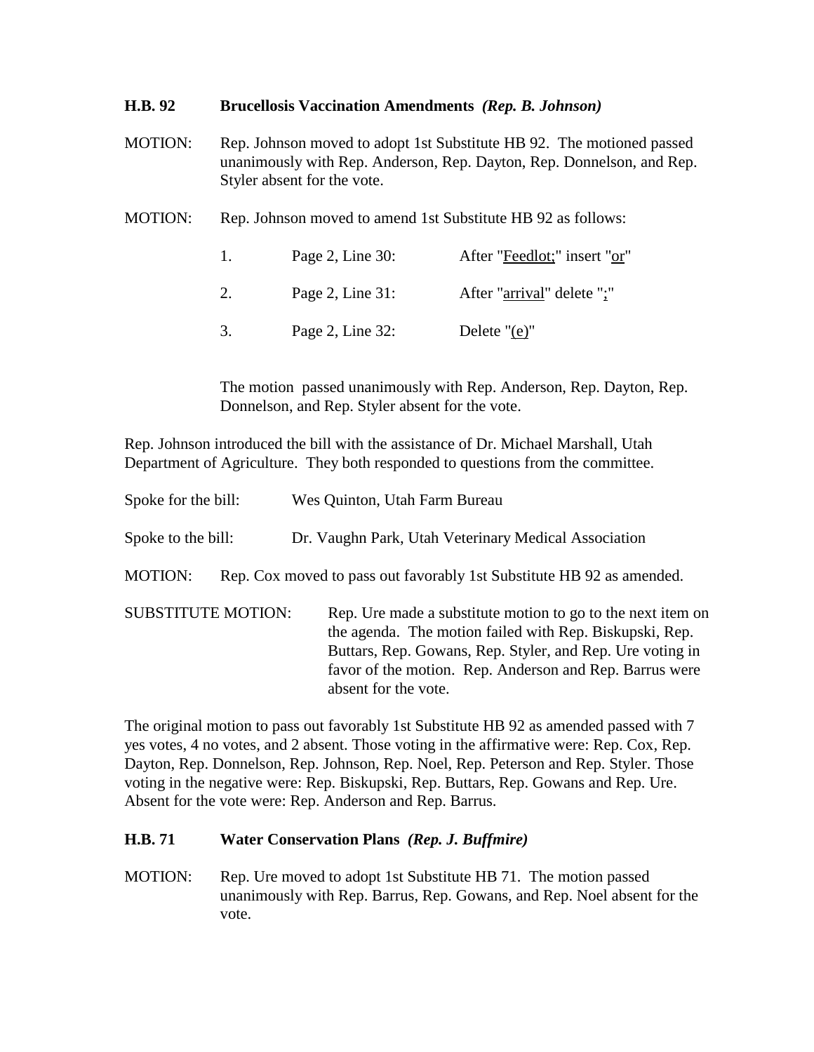**H.B. 92 Brucellosis Vaccination Amendments *(Rep. B. Johnson)***

MOTION: Rep. Johnson moved to adopt 1st Substitute HB 92. The motioned passed unanimously with Rep. Anderson, Rep. Dayton, Rep. Donnelson, and Rep. Styler absent for the vote.

MOTION: Rep. Johnson moved to amend 1st Substitute HB 92 as follows:

1. Page 2, Line 30: After "Feedlot;" insert "or"
2. Page 2, Line 31: After "arrival" delete ";"
3. Page 2, Line 32: Delete "(e)"

The motion passed unanimously with Rep. Anderson, Rep. Dayton, Rep. Donnelson, and Rep. Styler absent for the vote.

Rep. Johnson introduced the bill with the assistance of Dr. Michael Marshall, Utah Department of Agriculture. They both responded to questions from the committee.

Spoke for the bill: Wes Quinton, Utah Farm Bureau

Spoke to the bill: Dr. Vaughn Park, Utah Veterinary Medical Association

MOTION: Rep. Cox moved to pass out favorably 1st Substitute HB 92 as amended.

SUBSTITUTE MOTION: Rep. Ure made a substitute motion to go to the next item on the agenda. The motion failed with Rep. Biskupski, Rep. Buttars, Rep. Gowans, Rep. Styler, and Rep. Ure voting in favor of the motion. Rep. Anderson and Rep. Barrus were absent for the vote.

The original motion to pass out favorably 1st Substitute HB 92 as amended passed with 7 yes votes, 4 no votes, and 2 absent. Those voting in the affirmative were: Rep. Cox, Rep. Dayton, Rep. Donnelson, Rep. Johnson, Rep. Noel, Rep. Peterson and Rep. Styler. Those voting in the negative were: Rep. Biskupski, Rep. Buttars, Rep. Gowans and Rep. Ure. Absent for the vote were: Rep. Anderson and Rep. Barrus.

**H.B. 71 Water Conservation Plans *(Rep. J. Buffmire)***

MOTION: Rep. Ure moved to adopt 1st Substitute HB 71. The motion passed unanimously with Rep. Barrus, Rep. Gowans, and Rep. Noel absent for the vote.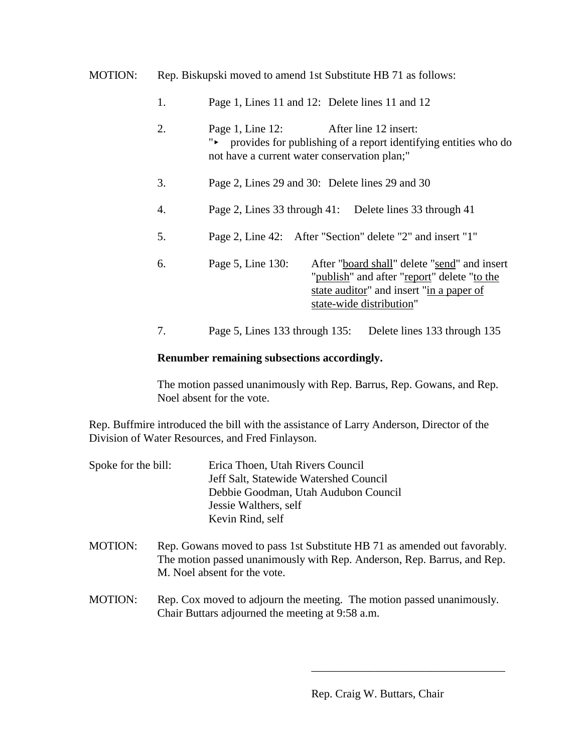MOTION: Rep. Biskupski moved to amend 1st Substitute HB 71 as follows:

1. Page 1, Lines 11 and 12: Delete lines 11 and 12

2. Page 1, Line 12: After line 12 insert:
"▸ provides for publishing of a report identifying entities who do not have a current water conservation plan;"

3. Page 2, Lines 29 and 30: Delete lines 29 and 30

4. Page 2, Lines 33 through 41: Delete lines 33 through 41

5. Page 2, Line 42: After "Section" delete "2" and insert "1"

6. Page 5, Line 130: After "board shall" delete "send" and insert "publish" and after "report" delete "to the state auditor" and insert "in a paper of state-wide distribution"

7. Page 5, Lines 133 through 135: Delete lines 133 through 135

**Renumber remaining subsections accordingly.**

The motion passed unanimously with Rep. Barrus, Rep. Gowans, and Rep. Noel absent for the vote.

Rep. Buffmire introduced the bill with the assistance of Larry Anderson, Director of the Division of Water Resources, and Fred Finlayson.

Spoke for the bill:
- Erica Thoen, Utah Rivers Council
- Jeff Salt, Statewide Watershed Council
- Debbie Goodman, Utah Audubon Council
- Jessie Walthers, self
- Kevin Rind, self

MOTION: Rep. Gowans moved to pass 1st Substitute HB 71 as amended out favorably. The motion passed unanimously with Rep. Anderson, Rep. Barrus, and Rep. M. Noel absent for the vote.

MOTION: Rep. Cox moved to adjourn the meeting. The motion passed unanimously. Chair Buttars adjourned the meeting at 9:58 a.m.

\_\_\_\_\_\_\_\_\_\_\_\_\_\_\_\_\_\_\_\_\_\_\_\_\_\_\_\_\_\_\_\_\_\_

Rep. Craig W. Buttars, Chair